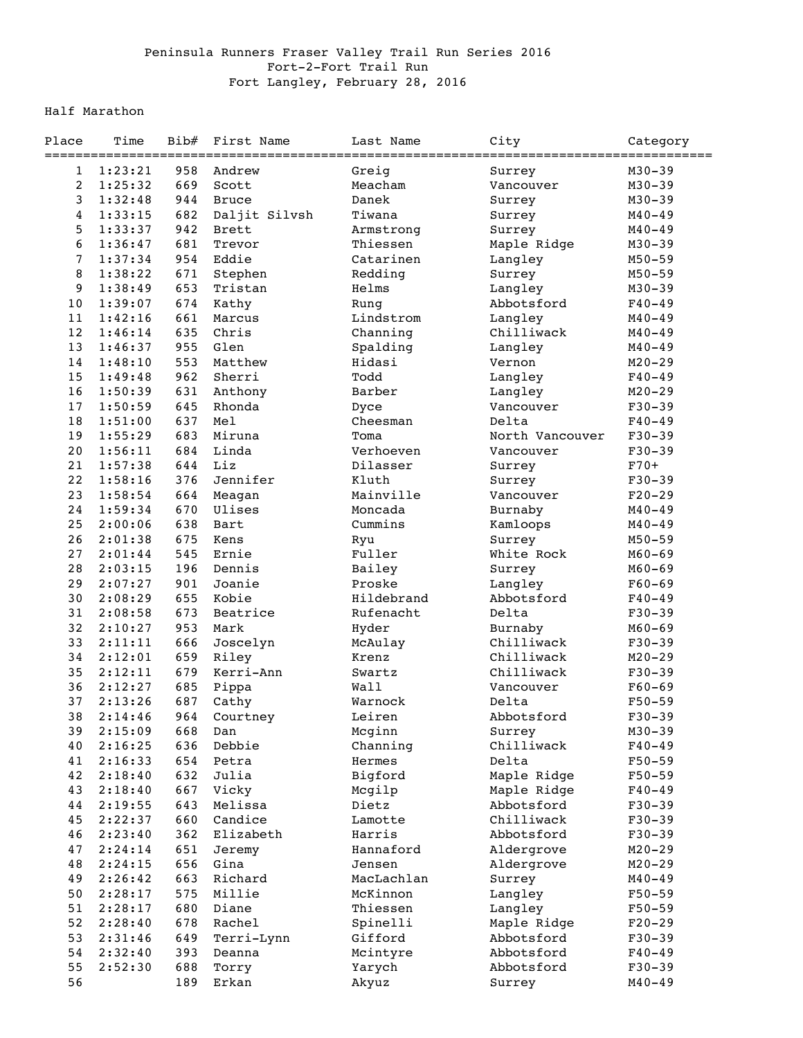Peninsula Runners Fraser Valley Trail Run Series 2016
Fort-2-Fort Trail Run
Fort Langley, February 28, 2016

## Half Marathon

| Place | Time | Bib# | First Name | Last Name | City | Category |
|---|---|---|---|---|---|---|
| 1 | 1:23:21 | 958 | Andrew | Greig | Surrey | M30-39 |
| 2 | 1:25:32 | 669 | Scott | Meacham | Vancouver | M30-39 |
| 3 | 1:32:48 | 944 | Bruce | Danek | Surrey | M30-39 |
| 4 | 1:33:15 | 682 | Daljit Silvsh | Tiwana | Surrey | M40-49 |
| 5 | 1:33:37 | 942 | Brett | Armstrong | Surrey | M40-49 |
| 6 | 1:36:47 | 681 | Trevor | Thiessen | Maple Ridge | M30-39 |
| 7 | 1:37:34 | 954 | Eddie | Catarinen | Langley | M50-59 |
| 8 | 1:38:22 | 671 | Stephen | Redding | Surrey | M50-59 |
| 9 | 1:38:49 | 653 | Tristan | Helms | Langley | M30-39 |
| 10 | 1:39:07 | 674 | Kathy | Rung | Abbotsford | F40-49 |
| 11 | 1:42:16 | 661 | Marcus | Lindstrom | Langley | M40-49 |
| 12 | 1:46:14 | 635 | Chris | Channing | Chilliwack | M40-49 |
| 13 | 1:46:37 | 955 | Glen | Spalding | Langley | M40-49 |
| 14 | 1:48:10 | 553 | Matthew | Hidasi | Vernon | M20-29 |
| 15 | 1:49:48 | 962 | Sherri | Todd | Langley | F40-49 |
| 16 | 1:50:39 | 631 | Anthony | Barber | Langley | M20-29 |
| 17 | 1:50:59 | 645 | Rhonda | Dyce | Vancouver | F30-39 |
| 18 | 1:51:00 | 637 | Mel | Cheesman | Delta | F40-49 |
| 19 | 1:55:29 | 683 | Miruna | Toma | North Vancouver | F30-39 |
| 20 | 1:56:11 | 684 | Linda | Verhoeven | Vancouver | F30-39 |
| 21 | 1:57:38 | 644 | Liz | Dilasser | Surrey | F70+ |
| 22 | 1:58:16 | 376 | Jennifer | Kluth | Surrey | F30-39 |
| 23 | 1:58:54 | 664 | Meagan | Mainville | Vancouver | F20-29 |
| 24 | 1:59:34 | 670 | Ulises | Moncada | Burnaby | M40-49 |
| 25 | 2:00:06 | 638 | Bart | Cummins | Kamloops | M40-49 |
| 26 | 2:01:38 | 675 | Kens | Ryu | Surrey | M50-59 |
| 27 | 2:01:44 | 545 | Ernie | Fuller | White Rock | M60-69 |
| 28 | 2:03:15 | 196 | Dennis | Bailey | Surrey | M60-69 |
| 29 | 2:07:27 | 901 | Joanie | Proske | Langley | F60-69 |
| 30 | 2:08:29 | 655 | Kobie | Hildebrand | Abbotsford | F40-49 |
| 31 | 2:08:58 | 673 | Beatrice | Rufenacht | Delta | F30-39 |
| 32 | 2:10:27 | 953 | Mark | Hyder | Burnaby | M60-69 |
| 33 | 2:11:11 | 666 | Joscelyn | McAulay | Chilliwack | F30-39 |
| 34 | 2:12:01 | 659 | Riley | Krenz | Chilliwack | M20-29 |
| 35 | 2:12:11 | 679 | Kerri-Ann | Swartz | Chilliwack | F30-39 |
| 36 | 2:12:27 | 685 | Pippa | Wall | Vancouver | F60-69 |
| 37 | 2:13:26 | 687 | Cathy | Warnock | Delta | F50-59 |
| 38 | 2:14:46 | 964 | Courtney | Leiren | Abbotsford | F30-39 |
| 39 | 2:15:09 | 668 | Dan | Mcginn | Surrey | M30-39 |
| 40 | 2:16:25 | 636 | Debbie | Channing | Chilliwack | F40-49 |
| 41 | 2:16:33 | 654 | Petra | Hermes | Delta | F50-59 |
| 42 | 2:18:40 | 632 | Julia | Bigford | Maple Ridge | F50-59 |
| 43 | 2:18:40 | 667 | Vicky | Mcgilp | Maple Ridge | F40-49 |
| 44 | 2:19:55 | 643 | Melissa | Dietz | Abbotsford | F30-39 |
| 45 | 2:22:37 | 660 | Candice | Lamotte | Chilliwack | F30-39 |
| 46 | 2:23:40 | 362 | Elizabeth | Harris | Abbotsford | F30-39 |
| 47 | 2:24:14 | 651 | Jeremy | Hannaford | Aldergrove | M20-29 |
| 48 | 2:24:15 | 656 | Gina | Jensen | Aldergrove | M20-29 |
| 49 | 2:26:42 | 663 | Richard | MacLachlan | Surrey | M40-49 |
| 50 | 2:28:17 | 575 | Millie | McKinnon | Langley | F50-59 |
| 51 | 2:28:17 | 680 | Diane | Thiessen | Langley | F50-59 |
| 52 | 2:28:40 | 678 | Rachel | Spinelli | Maple Ridge | F20-29 |
| 53 | 2:31:46 | 649 | Terri-Lynn | Gifford | Abbotsford | F30-39 |
| 54 | 2:32:40 | 393 | Deanna | Mcintyre | Abbotsford | F40-49 |
| 55 | 2:52:30 | 688 | Torry | Yarych | Abbotsford | F30-39 |
| 56 | | 189 | Erkan | Akyuz | Surrey | M40-49 |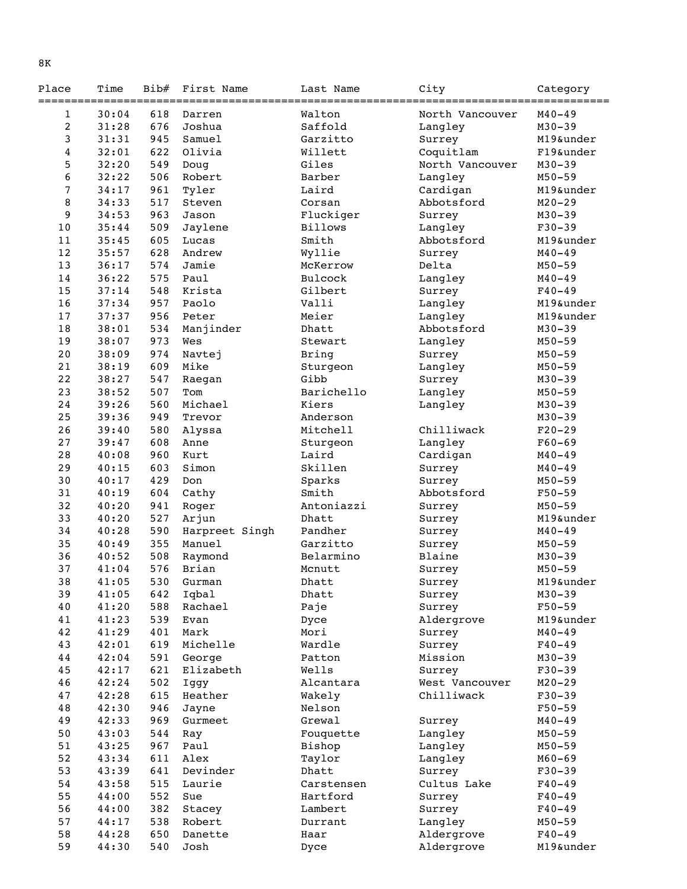8K

| Place | Time | Bib# | First Name | Last Name | City | Category |
|---|---|---|---|---|---|---|
| 1 | 30:04 | 618 | Darren | Walton | North Vancouver | M40-49 |
| 2 | 31:28 | 676 | Joshua | Saffold | Langley | M30-39 |
| 3 | 31:31 | 945 | Samuel | Garzitto | Surrey | M19&under |
| 4 | 32:01 | 622 | Olivia | Willett | Coquitlam | F19&under |
| 5 | 32:20 | 549 | Doug | Giles | North Vancouver | M30-39 |
| 6 | 32:22 | 506 | Robert | Barber | Langley | M50-59 |
| 7 | 34:17 | 961 | Tyler | Laird | Cardigan | M19&under |
| 8 | 34:33 | 517 | Steven | Corsan | Abbotsford | M20-29 |
| 9 | 34:53 | 963 | Jason | Fluckiger | Surrey | M30-39 |
| 10 | 35:44 | 509 | Jaylene | Billows | Langley | F30-39 |
| 11 | 35:45 | 605 | Lucas | Smith | Abbotsford | M19&under |
| 12 | 35:57 | 628 | Andrew | Wyllie | Surrey | M40-49 |
| 13 | 36:17 | 574 | Jamie | McKerrow | Delta | M50-59 |
| 14 | 36:22 | 575 | Paul | Bulcock | Langley | M40-49 |
| 15 | 37:14 | 548 | Krista | Gilbert | Surrey | F40-49 |
| 16 | 37:34 | 957 | Paolo | Valli | Langley | M19&under |
| 17 | 37:37 | 956 | Peter | Meier | Langley | M19&under |
| 18 | 38:01 | 534 | Manjinder | Dhatt | Abbotsford | M30-39 |
| 19 | 38:07 | 973 | Wes | Stewart | Langley | M50-59 |
| 20 | 38:09 | 974 | Navtej | Bring | Surrey | M50-59 |
| 21 | 38:19 | 609 | Mike | Sturgeon | Langley | M50-59 |
| 22 | 38:27 | 547 | Raegan | Gibb | Surrey | M30-39 |
| 23 | 38:52 | 507 | Tom | Barichello | Langley | M50-59 |
| 24 | 39:26 | 560 | Michael | Kiers | Langley | M30-39 |
| 25 | 39:36 | 949 | Trevor | Anderson | | M30-39 |
| 26 | 39:40 | 580 | Alyssa | Mitchell | Chilliwack | F20-29 |
| 27 | 39:47 | 608 | Anne | Sturgeon | Langley | F60-69 |
| 28 | 40:08 | 960 | Kurt | Laird | Cardigan | M40-49 |
| 29 | 40:15 | 603 | Simon | Skillen | Surrey | M40-49 |
| 30 | 40:17 | 429 | Don | Sparks | Surrey | M50-59 |
| 31 | 40:19 | 604 | Cathy | Smith | Abbotsford | F50-59 |
| 32 | 40:20 | 941 | Roger | Antoniazzi | Surrey | M50-59 |
| 33 | 40:20 | 527 | Arjun | Dhatt | Surrey | M19&under |
| 34 | 40:28 | 590 | Harpreet Singh | Pandher | Surrey | M40-49 |
| 35 | 40:49 | 355 | Manuel | Garzitto | Surrey | M50-59 |
| 36 | 40:52 | 508 | Raymond | Belarmino | Blaine | M30-39 |
| 37 | 41:04 | 576 | Brian | Mcnutt | Surrey | M50-59 |
| 38 | 41:05 | 530 | Gurman | Dhatt | Surrey | M19&under |
| 39 | 41:05 | 642 | Iqbal | Dhatt | Surrey | M30-39 |
| 40 | 41:20 | 588 | Rachael | Paje | Surrey | F50-59 |
| 41 | 41:23 | 539 | Evan | Dyce | Aldergrove | M19&under |
| 42 | 41:29 | 401 | Mark | Mori | Surrey | M40-49 |
| 43 | 42:01 | 619 | Michelle | Wardle | Surrey | F40-49 |
| 44 | 42:04 | 591 | George | Patton | Mission | M30-39 |
| 45 | 42:17 | 621 | Elizabeth | Wells | Surrey | F30-39 |
| 46 | 42:24 | 502 | Iggy | Alcantara | West Vancouver | M20-29 |
| 47 | 42:28 | 615 | Heather | Wakely | Chilliwack | F30-39 |
| 48 | 42:30 | 946 | Jayne | Nelson | | F50-59 |
| 49 | 42:33 | 969 | Gurmeet | Grewal | Surrey | M40-49 |
| 50 | 43:03 | 544 | Ray | Fouquette | Langley | M50-59 |
| 51 | 43:25 | 967 | Paul | Bishop | Langley | M50-59 |
| 52 | 43:34 | 611 | Alex | Taylor | Langley | M60-69 |
| 53 | 43:39 | 641 | Devinder | Dhatt | Surrey | F30-39 |
| 54 | 43:58 | 515 | Laurie | Carstensen | Cultus Lake | F40-49 |
| 55 | 44:00 | 552 | Sue | Hartford | Surrey | F40-49 |
| 56 | 44:00 | 382 | Stacey | Lambert | Surrey | F40-49 |
| 57 | 44:17 | 538 | Robert | Durrant | Langley | M50-59 |
| 58 | 44:28 | 650 | Danette | Haar | Aldergrove | F40-49 |
| 59 | 44:30 | 540 | Josh | Dyce | Aldergrove | M19&under |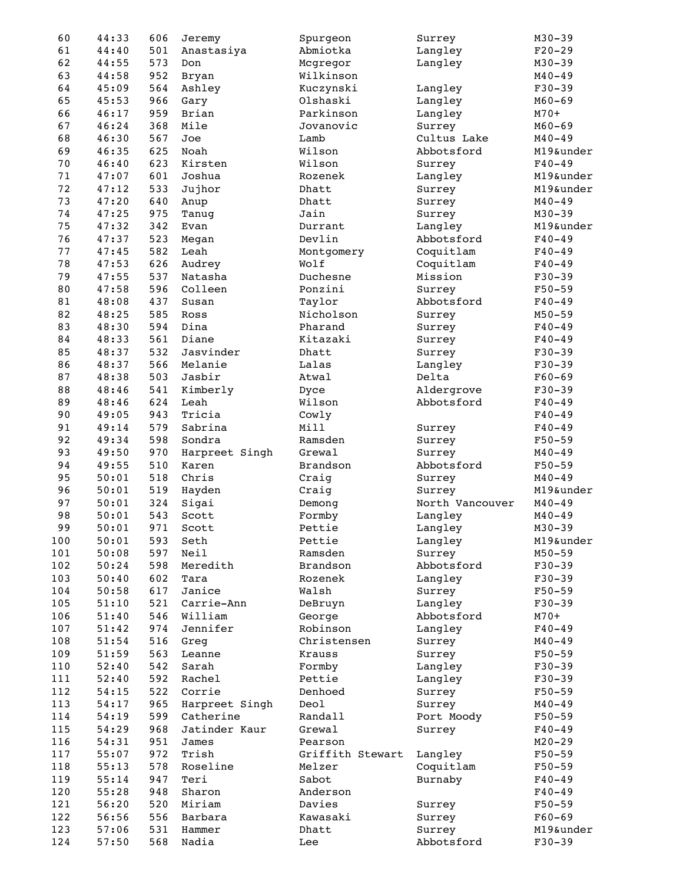| | | | | | | |
|---|---|---|---|---|---|---|
| 60 | 44:33 | 606 | Jeremy | Spurgeon | Surrey | M30-39 |
| 61 | 44:40 | 501 | Anastasiya | Abmiotka | Langley | F20-29 |
| 62 | 44:55 | 573 | Don | Mcgregor | Langley | M30-39 |
| 63 | 44:58 | 952 | Bryan | Wilkinson | | M40-49 |
| 64 | 45:09 | 564 | Ashley | Kuczynski | Langley | F30-39 |
| 65 | 45:53 | 966 | Gary | Olshaski | Langley | M60-69 |
| 66 | 46:17 | 959 | Brian | Parkinson | Langley | M70+ |
| 67 | 46:24 | 368 | Mile | Jovanovic | Surrey | M60-69 |
| 68 | 46:30 | 567 | Joe | Lamb | Cultus Lake | M40-49 |
| 69 | 46:35 | 625 | Noah | Wilson | Abbotsford | M19&under |
| 70 | 46:40 | 623 | Kirsten | Wilson | Surrey | F40-49 |
| 71 | 47:07 | 601 | Joshua | Rozenek | Langley | M19&under |
| 72 | 47:12 | 533 | Jujhor | Dhatt | Surrey | M19&under |
| 73 | 47:20 | 640 | Anup | Dhatt | Surrey | M40-49 |
| 74 | 47:25 | 975 | Tanug | Jain | Surrey | M30-39 |
| 75 | 47:32 | 342 | Evan | Durrant | Langley | M19&under |
| 76 | 47:37 | 523 | Megan | Devlin | Abbotsford | F40-49 |
| 77 | 47:45 | 582 | Leah | Montgomery | Coquitlam | F40-49 |
| 78 | 47:53 | 626 | Audrey | Wolf | Coquitlam | F40-49 |
| 79 | 47:55 | 537 | Natasha | Duchesne | Mission | F30-39 |
| 80 | 47:58 | 596 | Colleen | Ponzini | Surrey | F50-59 |
| 81 | 48:08 | 437 | Susan | Taylor | Abbotsford | F40-49 |
| 82 | 48:25 | 585 | Ross | Nicholson | Surrey | M50-59 |
| 83 | 48:30 | 594 | Dina | Pharand | Surrey | F40-49 |
| 84 | 48:33 | 561 | Diane | Kitazaki | Surrey | F40-49 |
| 85 | 48:37 | 532 | Jasvinder | Dhatt | Surrey | F30-39 |
| 86 | 48:37 | 566 | Melanie | Lalas | Langley | F30-39 |
| 87 | 48:38 | 503 | Jasbir | Atwal | Delta | F60-69 |
| 88 | 48:46 | 541 | Kimberly | Dyce | Aldergrove | F30-39 |
| 89 | 48:46 | 624 | Leah | Wilson | Abbotsford | F40-49 |
| 90 | 49:05 | 943 | Tricia | Cowly | | F40-49 |
| 91 | 49:14 | 579 | Sabrina | Mill | Surrey | F40-49 |
| 92 | 49:34 | 598 | Sondra | Ramsden | Surrey | F50-59 |
| 93 | 49:50 | 970 | Harpreet Singh | Grewal | Surrey | M40-49 |
| 94 | 49:55 | 510 | Karen | Brandson | Abbotsford | F50-59 |
| 95 | 50:01 | 518 | Chris | Craig | Surrey | M40-49 |
| 96 | 50:01 | 519 | Hayden | Craig | Surrey | M19&under |
| 97 | 50:01 | 324 | Sigai | Demong | North Vancouver | M40-49 |
| 98 | 50:01 | 543 | Scott | Formby | Langley | M40-49 |
| 99 | 50:01 | 971 | Scott | Pettie | Langley | M30-39 |
| 100 | 50:01 | 593 | Seth | Pettie | Langley | M19&under |
| 101 | 50:08 | 597 | Neil | Ramsden | Surrey | M50-59 |
| 102 | 50:24 | 598 | Meredith | Brandson | Abbotsford | F30-39 |
| 103 | 50:40 | 602 | Tara | Rozenek | Langley | F30-39 |
| 104 | 50:58 | 617 | Janice | Walsh | Surrey | F50-59 |
| 105 | 51:10 | 521 | Carrie-Ann | DeBruyn | Langley | F30-39 |
| 106 | 51:40 | 546 | William | George | Abbotsford | M70+ |
| 107 | 51:42 | 974 | Jennifer | Robinson | Langley | F40-49 |
| 108 | 51:54 | 516 | Greg | Christensen | Surrey | M40-49 |
| 109 | 51:59 | 563 | Leanne | Krauss | Surrey | F50-59 |
| 110 | 52:40 | 542 | Sarah | Formby | Langley | F30-39 |
| 111 | 52:40 | 592 | Rachel | Pettie | Langley | F30-39 |
| 112 | 54:15 | 522 | Corrie | Denhoed | Surrey | F50-59 |
| 113 | 54:17 | 965 | Harpreet Singh | Deol | Surrey | M40-49 |
| 114 | 54:19 | 599 | Catherine | Randall | Port Moody | F50-59 |
| 115 | 54:29 | 968 | Jatinder Kaur | Grewal | Surrey | F40-49 |
| 116 | 54:31 | 951 | James | Pearson | | M20-29 |
| 117 | 55:07 | 972 | Trish | Griffith Stewart | Langley | F50-59 |
| 118 | 55:13 | 578 | Roseline | Melzer | Coquitlam | F50-59 |
| 119 | 55:14 | 947 | Teri | Sabot | Burnaby | F40-49 |
| 120 | 55:28 | 948 | Sharon | Anderson | | F40-49 |
| 121 | 56:20 | 520 | Miriam | Davies | Surrey | F50-59 |
| 122 | 56:56 | 556 | Barbara | Kawasaki | Surrey | F60-69 |
| 123 | 57:06 | 531 | Hammer | Dhatt | Surrey | M19&under |
| 124 | 57:50 | 568 | Nadia | Lee | Abbotsford | F30-39 |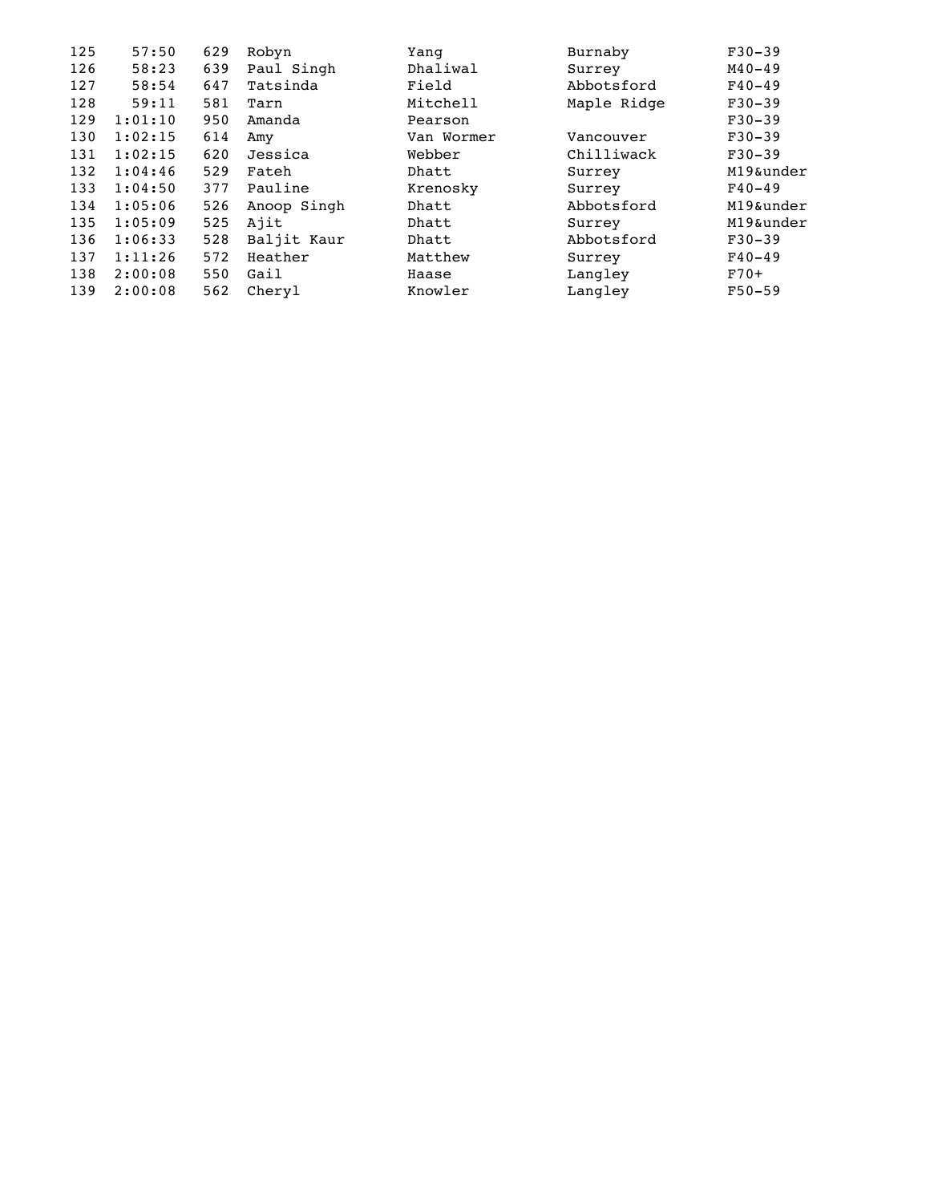| | | | | | | |
|---|---|---|---|---|---|---|
| 125 | 57:50 | 629 | Robyn | Yang | Burnaby | F30-39 |
| 126 | 58:23 | 639 | Paul Singh | Dhaliwal | Surrey | M40-49 |
| 127 | 58:54 | 647 | Tatsinda | Field | Abbotsford | F40-49 |
| 128 | 59:11 | 581 | Tarn | Mitchell | Maple Ridge | F30-39 |
| 129 | 1:01:10 | 950 | Amanda | Pearson | | F30-39 |
| 130 | 1:02:15 | 614 | Amy | Van Wormer | Vancouver | F30-39 |
| 131 | 1:02:15 | 620 | Jessica | Webber | Chilliwack | F30-39 |
| 132 | 1:04:46 | 529 | Fateh | Dhatt | Surrey | M19&under |
| 133 | 1:04:50 | 377 | Pauline | Krenosky | Surrey | F40-49 |
| 134 | 1:05:06 | 526 | Anoop Singh | Dhatt | Abbotsford | M19&under |
| 135 | 1:05:09 | 525 | Ajit | Dhatt | Surrey | M19&under |
| 136 | 1:06:33 | 528 | Baljit Kaur | Dhatt | Abbotsford | F30-39 |
| 137 | 1:11:26 | 572 | Heather | Matthew | Surrey | F40-49 |
| 138 | 2:00:08 | 550 | Gail | Haase | Langley | F70+ |
| 139 | 2:00:08 | 562 | Cheryl | Knowler | Langley | F50-59 |